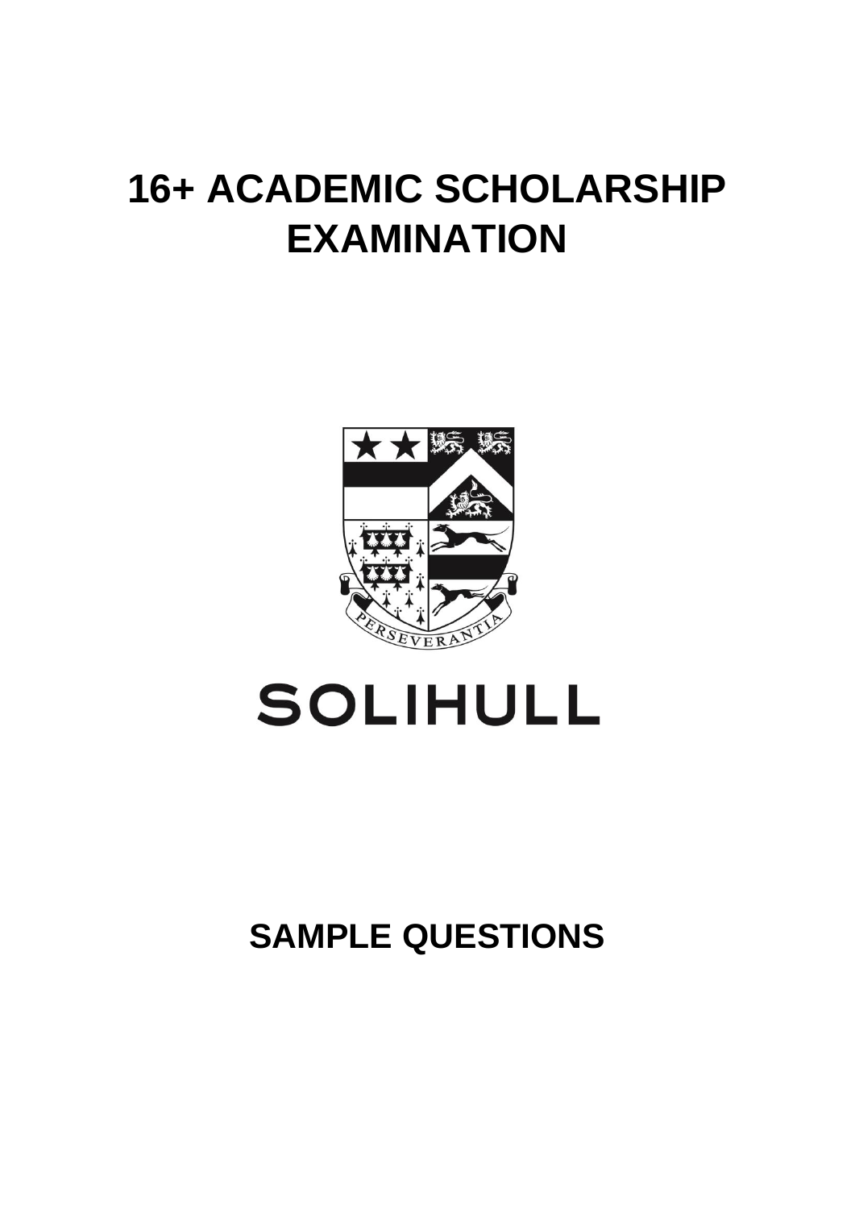# 16+ ACADEMIC SCHOLARSHIP EXAMINATION

PERSEVERANTIA

SOLIHULL

## SAMPLE QUESTIONS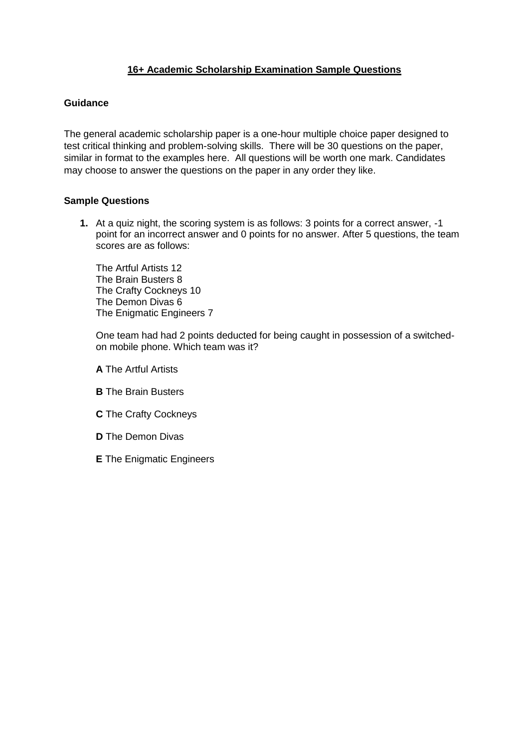# **16+ Academic Scholarship Examination Sample Questions**

## Guidance

The general academic scholarship paper is a one-hour multiple choice paper designed to test critical thinking and problem-solving skills. There will be 30 questions on the paper, similar in format to the examples here. All questions will be worth one mark. Candidates may choose to answer the questions on the paper in any order they like.

## Sample Questions

**1.** At a quiz night, the scoring system is as follows: 3 points for a correct answer, -1 point for an incorrect answer and 0 points for no answer. After 5 questions, the team scores are as follows:

The Artful Artists 12
The Brain Busters 8
The Crafty Cockneys 10
The Demon Divas 6
The Enigmatic Engineers 7

One team had had 2 points deducted for being caught in possession of a switched-on mobile phone. Which team was it?

**A** The Artful Artists

**B** The Brain Busters

**C** The Crafty Cockneys

**D** The Demon Divas

**E** The Enigmatic Engineers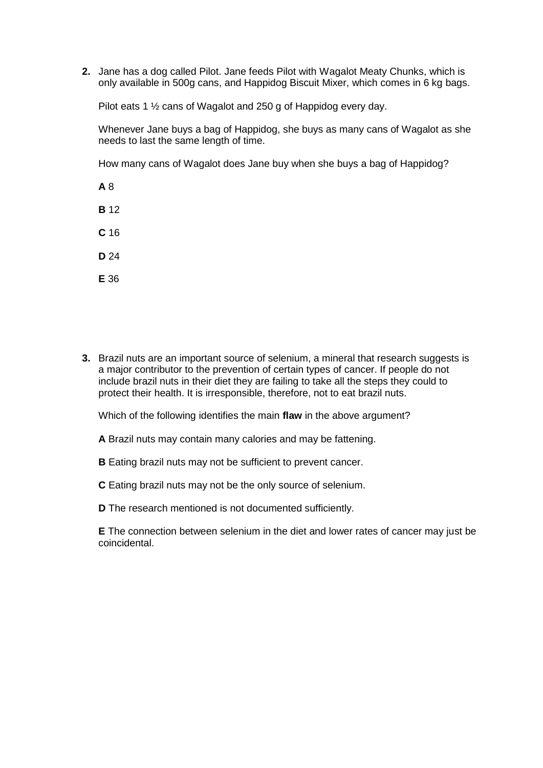**2.** Jane has a dog called Pilot. Jane feeds Pilot with Wagalot Meaty Chunks, which is only available in 500g cans, and Happidog Biscuit Mixer, which comes in 6 kg bags.

Pilot eats 1 ½ cans of Wagalot and 250 g of Happidog every day.

Whenever Jane buys a bag of Happidog, she buys as many cans of Wagalot as she needs to last the same length of time.

How many cans of Wagalot does Jane buy when she buys a bag of Happidog?

**A** 8

**B** 12

**C** 16

**D** 24

**E** 36

**3.** Brazil nuts are an important source of selenium, a mineral that research suggests is a major contributor to the prevention of certain types of cancer. If people do not include brazil nuts in their diet they are failing to take all the steps they could to protect their health. It is irresponsible, therefore, not to eat brazil nuts.

Which of the following identifies the main **flaw** in the above argument?

**A** Brazil nuts may contain many calories and may be fattening.

**B** Eating brazil nuts may not be sufficient to prevent cancer.

**C** Eating brazil nuts may not be the only source of selenium.

**D** The research mentioned is not documented sufficiently.

**E** The connection between selenium in the diet and lower rates of cancer may just be coincidental.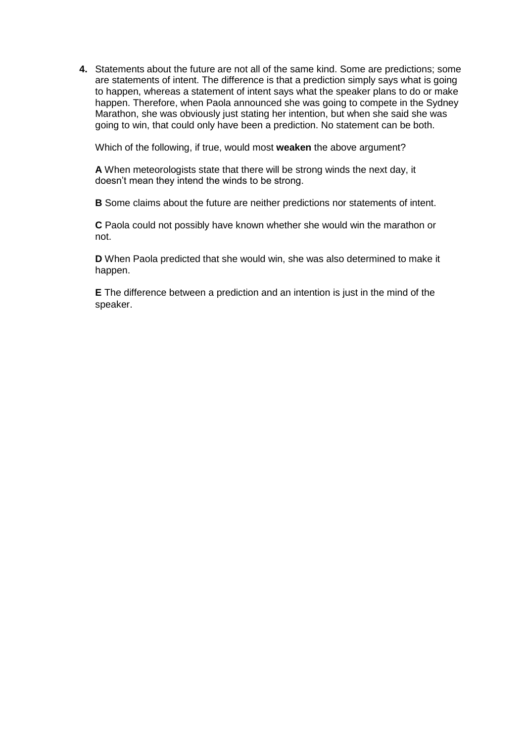**4.** Statements about the future are not all of the same kind. Some are predictions; some are statements of intent. The difference is that a prediction simply says what is going to happen, whereas a statement of intent says what the speaker plans to do or make happen. Therefore, when Paola announced she was going to compete in the Sydney Marathon, she was obviously just stating her intention, but when she said she was going to win, that could only have been a prediction. No statement can be both.

Which of the following, if true, would most **weaken** the above argument?

**A** When meteorologists state that there will be strong winds the next day, it doesn't mean they intend the winds to be strong.

**B** Some claims about the future are neither predictions nor statements of intent.

**C** Paola could not possibly have known whether she would win the marathon or not.

**D** When Paola predicted that she would win, she was also determined to make it happen.

**E** The difference between a prediction and an intention is just in the mind of the speaker.